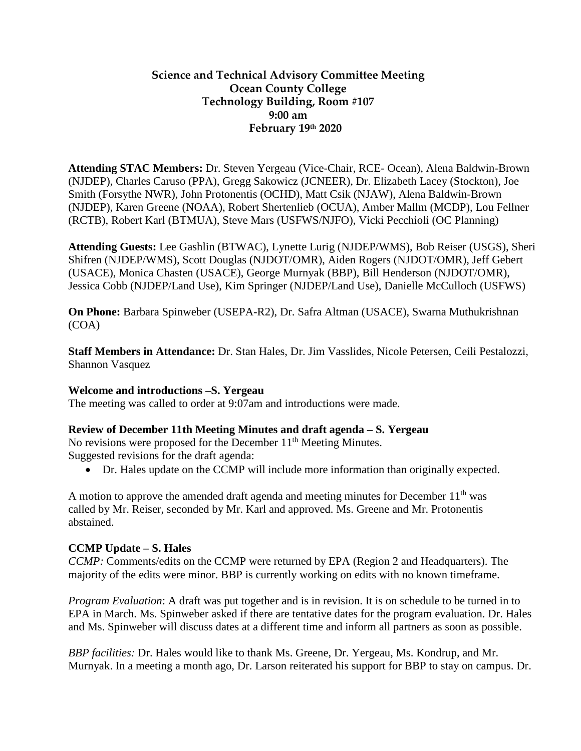**Science and Technical Advisory Committee Meeting**
**Ocean County College**
**Technology Building, Room #107**
**9:00 am**
**February 19th 2020**

**Attending STAC Members:** Dr. Steven Yergeau (Vice-Chair, RCE- Ocean), Alena Baldwin-Brown (NJDEP), Charles Caruso (PPA), Gregg Sakowicz (JCNEER), Dr. Elizabeth Lacey (Stockton), Joe Smith (Forsythe NWR), John Protonentis (OCHD), Matt Csik (NJAW), Alena Baldwin-Brown (NJDEP), Karen Greene (NOAA), Robert Shertenlieb (OCUA), Amber Mallm (MCDP), Lou Fellner (RCTB), Robert Karl (BTMUA), Steve Mars (USFWS/NJFO), Vicki Pecchioli (OC Planning)

**Attending Guests:** Lee Gashlin (BTWAC), Lynette Lurig (NJDEP/WMS), Bob Reiser (USGS), Sheri Shifren (NJDEP/WMS), Scott Douglas (NJDOT/OMR), Aiden Rogers (NJDOT/OMR), Jeff Gebert (USACE), Monica Chasten (USACE), George Murnyak (BBP), Bill Henderson (NJDOT/OMR), Jessica Cobb (NJDEP/Land Use), Kim Springer (NJDEP/Land Use), Danielle McCulloch (USFWS)

**On Phone:** Barbara Spinweber (USEPA-R2), Dr. Safra Altman (USACE), Swarna Muthukrishnan (COA)

**Staff Members in Attendance:** Dr. Stan Hales, Dr. Jim Vasslides, Nicole Petersen, Ceili Pestalozzi, Shannon Vasquez

**Welcome and introductions –S. Yergeau**

The meeting was called to order at 9:07am and introductions were made.

**Review of December 11th Meeting Minutes and draft agenda – S. Yergeau**

No revisions were proposed for the December 11th Meeting Minutes.
Suggested revisions for the draft agenda:

- Dr. Hales update on the CCMP will include more information than originally expected.

A motion to approve the amended draft agenda and meeting minutes for December 11th was called by Mr. Reiser, seconded by Mr. Karl and approved. Ms. Greene and Mr. Protonentis abstained.

**CCMP Update – S. Hales**

*CCMP:* Comments/edits on the CCMP were returned by EPA (Region 2 and Headquarters). The majority of the edits were minor. BBP is currently working on edits with no known timeframe.

*Program Evaluation*: A draft was put together and is in revision. It is on schedule to be turned in to EPA in March. Ms. Spinweber asked if there are tentative dates for the program evaluation. Dr. Hales and Ms. Spinweber will discuss dates at a different time and inform all partners as soon as possible.

*BBP facilities:* Dr. Hales would like to thank Ms. Greene, Dr. Yergeau, Ms. Kondrup, and Mr. Murnyak. In a meeting a month ago, Dr. Larson reiterated his support for BBP to stay on campus. Dr.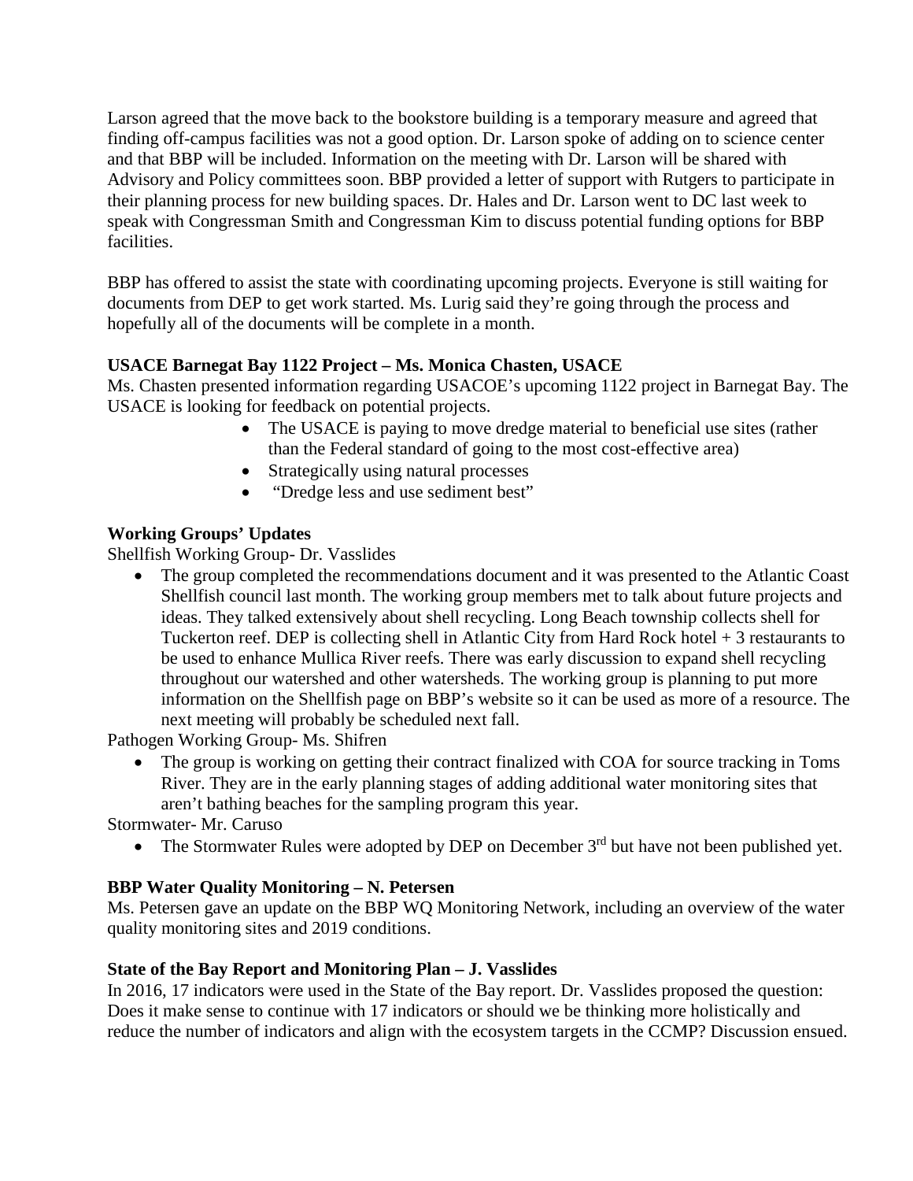Larson agreed that the move back to the bookstore building is a temporary measure and agreed that finding off-campus facilities was not a good option. Dr. Larson spoke of adding on to science center and that BBP will be included. Information on the meeting with Dr. Larson will be shared with Advisory and Policy committees soon. BBP provided a letter of support with Rutgers to participate in their planning process for new building spaces. Dr. Hales and Dr. Larson went to DC last week to speak with Congressman Smith and Congressman Kim to discuss potential funding options for BBP facilities.

BBP has offered to assist the state with coordinating upcoming projects. Everyone is still waiting for documents from DEP to get work started. Ms. Lurig said they're going through the process and hopefully all of the documents will be complete in a month.

**USACE Barnegat Bay 1122 Project – Ms. Monica Chasten, USACE**

Ms. Chasten presented information regarding USACOE's upcoming 1122 project in Barnegat Bay. The USACE is looking for feedback on potential projects.

- The USACE is paying to move dredge material to beneficial use sites (rather than the Federal standard of going to the most cost-effective area)
- Strategically using natural processes
- "Dredge less and use sediment best"

**Working Groups' Updates**

Shellfish Working Group- Dr. Vasslides

- The group completed the recommendations document and it was presented to the Atlantic Coast Shellfish council last month. The working group members met to talk about future projects and ideas. They talked extensively about shell recycling. Long Beach township collects shell for Tuckerton reef. DEP is collecting shell in Atlantic City from Hard Rock hotel + 3 restaurants to be used to enhance Mullica River reefs. There was early discussion to expand shell recycling throughout our watershed and other watersheds. The working group is planning to put more information on the Shellfish page on BBP's website so it can be used as more of a resource. The next meeting will probably be scheduled next fall.

Pathogen Working Group- Ms. Shifren

- The group is working on getting their contract finalized with COA for source tracking in Toms River. They are in the early planning stages of adding additional water monitoring sites that aren't bathing beaches for the sampling program this year.

Stormwater- Mr. Caruso

- The Stormwater Rules were adopted by DEP on December 3rd but have not been published yet.

**BBP Water Quality Monitoring – N. Petersen**

Ms. Petersen gave an update on the BBP WQ Monitoring Network, including an overview of the water quality monitoring sites and 2019 conditions.

**State of the Bay Report and Monitoring Plan – J. Vasslides**

In 2016, 17 indicators were used in the State of the Bay report. Dr. Vasslides proposed the question: Does it make sense to continue with 17 indicators or should we be thinking more holistically and reduce the number of indicators and align with the ecosystem targets in the CCMP? Discussion ensued.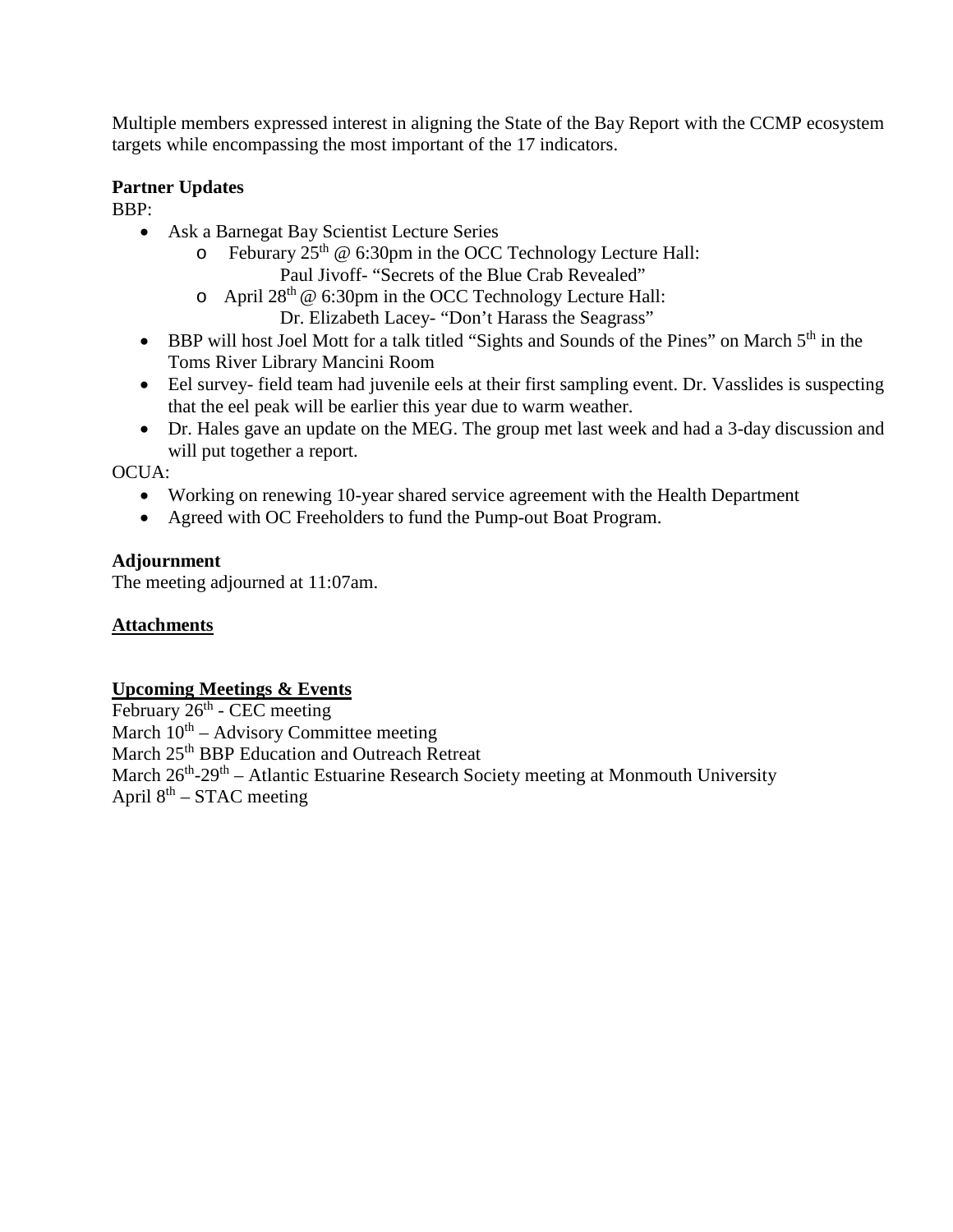Multiple members expressed interest in aligning the State of the Bay Report with the CCMP ecosystem targets while encompassing the most important of the 17 indicators.

**Partner Updates**

BBP:

- Ask a Barnegat Bay Scientist Lecture Series
    - Feburary 25th @ 6:30pm in the OCC Technology Lecture Hall:
      Paul Jivoff- "Secrets of the Blue Crab Revealed"
    - April 28th @ 6:30pm in the OCC Technology Lecture Hall:
      Dr. Elizabeth Lacey- "Don't Harass the Seagrass"
- BBP will host Joel Mott for a talk titled "Sights and Sounds of the Pines" on March 5th in the Toms River Library Mancini Room
- Eel survey- field team had juvenile eels at their first sampling event. Dr. Vasslides is suspecting that the eel peak will be earlier this year due to warm weather.
- Dr. Hales gave an update on the MEG. The group met last week and had a 3-day discussion and will put together a report.

OCUA:

- Working on renewing 10-year shared service agreement with the Health Department
- Agreed with OC Freeholders to fund the Pump-out Boat Program.

**Adjournment**

The meeting adjourned at 11:07am.

**<u>Attachments</u>**

**<u>Upcoming Meetings & Events</u>**

February 26th - CEC meeting
March 10th – Advisory Committee meeting
March 25th BBP Education and Outreach Retreat
March 26th-29th – Atlantic Estuarine Research Society meeting at Monmouth University
April 8th – STAC meeting